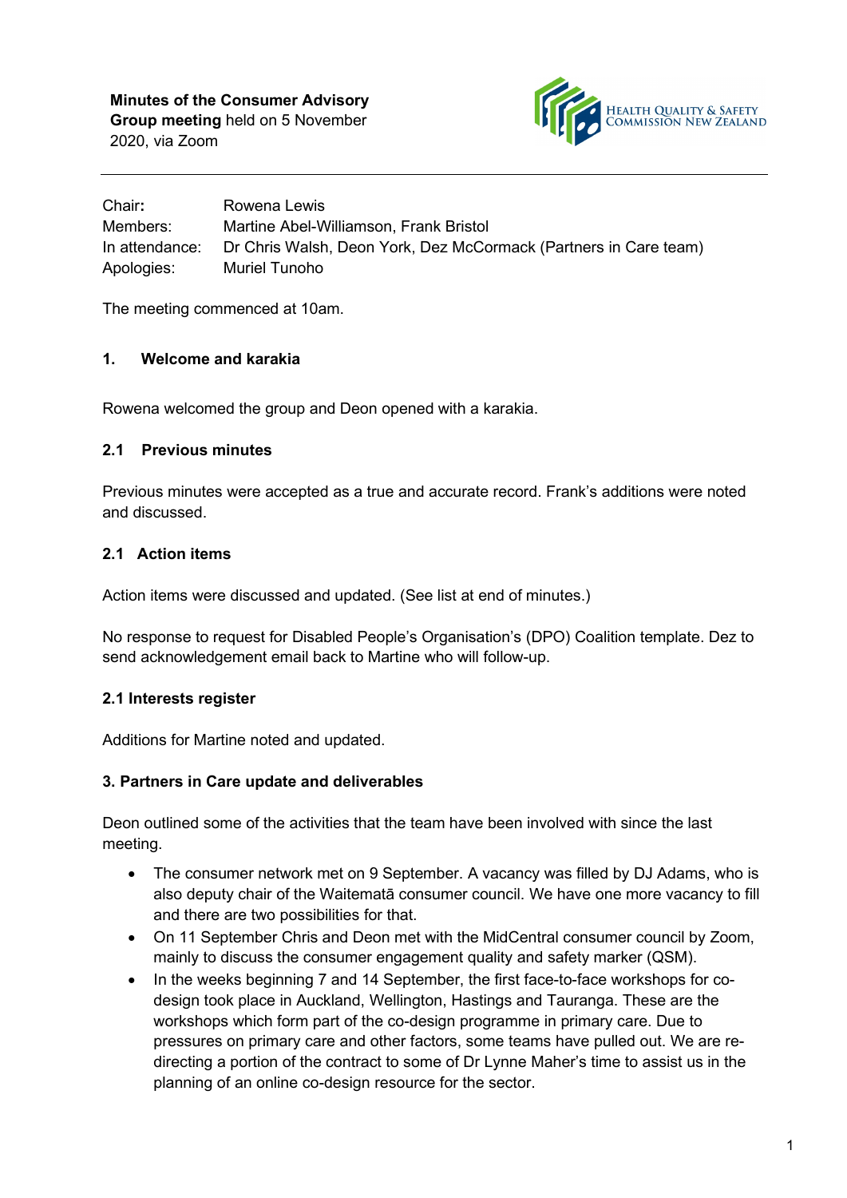**Minutes of the Consumer Advisory Group meeting** held on 5 November 2020, via Zoom

HEALTH QUALITY & SAFETY COMMISSION NEW ZEALAND

| | |
|---|---|
| Chair: | Rowena Lewis |
| Members: | Martine Abel-Williamson, Frank Bristol |
| In attendance: | Dr Chris Walsh, Deon York, Dez McCormack (Partners in Care team) |
| Apologies: | Muriel Tunoho |

The meeting commenced at 10am.

## 1. Welcome and karakia

Rowena welcomed the group and Deon opened with a karakia.

## 2.1 Previous minutes

Previous minutes were accepted as a true and accurate record. Frank's additions were noted and discussed.

## 2.1 Action items

Action items were discussed and updated. (See list at end of minutes.)

No response to request for Disabled People's Organisation's (DPO) Coalition template. Dez to send acknowledgement email back to Martine who will follow-up.

## 2.1 Interests register

Additions for Martine noted and updated.

## 3. Partners in Care update and deliverables

Deon outlined some of the activities that the team have been involved with since the last meeting.

- The consumer network met on 9 September. A vacancy was filled by DJ Adams, who is also deputy chair of the Waitematā consumer council. We have one more vacancy to fill and there are two possibilities for that.
- On 11 September Chris and Deon met with the MidCentral consumer council by Zoom, mainly to discuss the consumer engagement quality and safety marker (QSM).
- In the weeks beginning 7 and 14 September, the first face-to-face workshops for co-design took place in Auckland, Wellington, Hastings and Tauranga. These are the workshops which form part of the co-design programme in primary care. Due to pressures on primary care and other factors, some teams have pulled out. We are re-directing a portion of the contract to some of Dr Lynne Maher's time to assist us in the planning of an online co-design resource for the sector.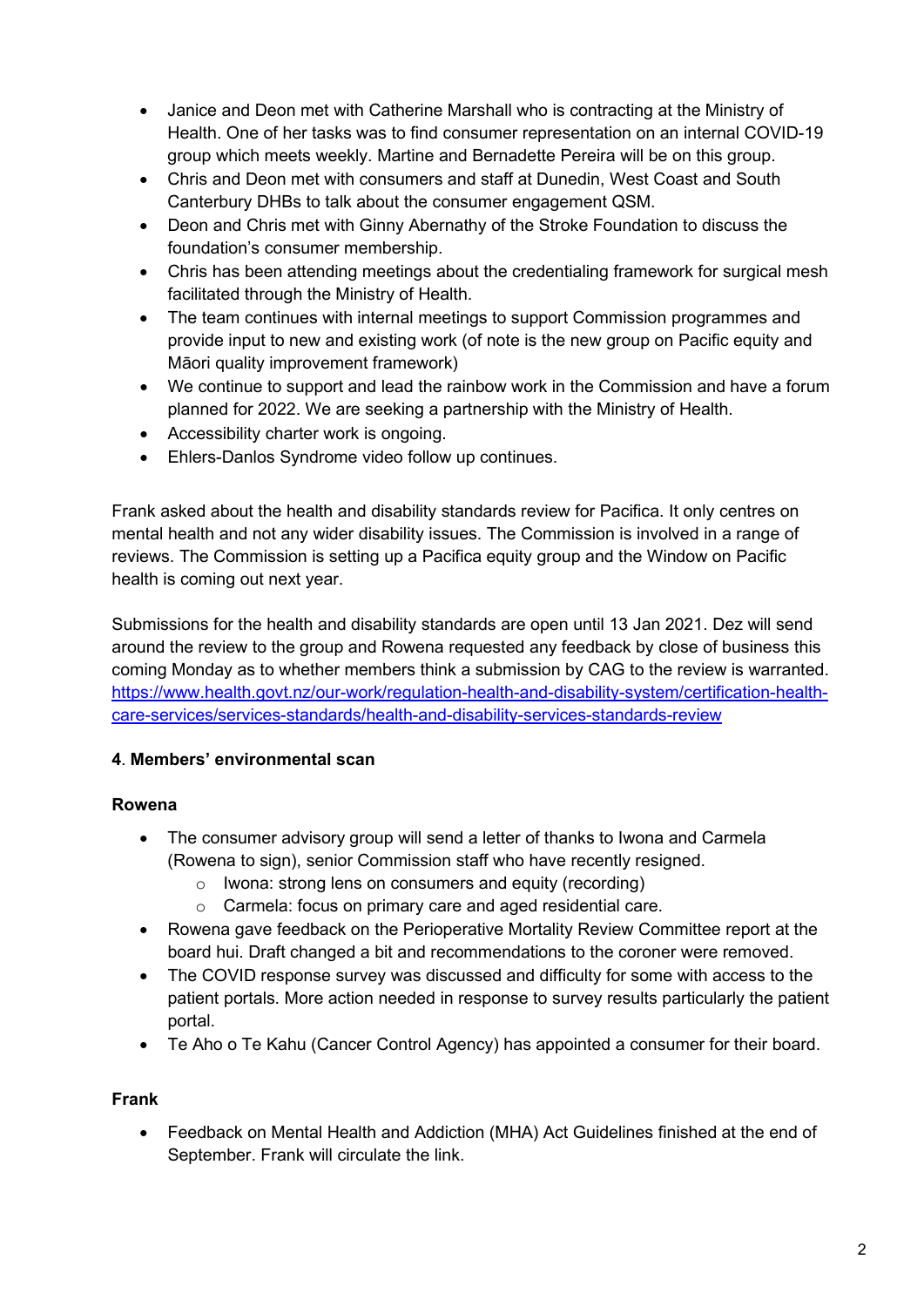- Janice and Deon met with Catherine Marshall who is contracting at the Ministry of Health. One of her tasks was to find consumer representation on an internal COVID-19 group which meets weekly. Martine and Bernadette Pereira will be on this group.
- Chris and Deon met with consumers and staff at Dunedin, West Coast and South Canterbury DHBs to talk about the consumer engagement QSM.
- Deon and Chris met with Ginny Abernathy of the Stroke Foundation to discuss the foundation's consumer membership.
- Chris has been attending meetings about the credentialing framework for surgical mesh facilitated through the Ministry of Health.
- The team continues with internal meetings to support Commission programmes and provide input to new and existing work (of note is the new group on Pacific equity and Māori quality improvement framework)
- We continue to support and lead the rainbow work in the Commission and have a forum planned for 2022. We are seeking a partnership with the Ministry of Health.
- Accessibility charter work is ongoing.
- Ehlers-Danlos Syndrome video follow up continues.

Frank asked about the health and disability standards review for Pacifica. It only centres on mental health and not any wider disability issues. The Commission is involved in a range of reviews. The Commission is setting up a Pacifica equity group and the Window on Pacific health is coming out next year.

Submissions for the health and disability standards are open until 13 Jan 2021. Dez will send around the review to the group and Rowena requested any feedback by close of business this coming Monday as to whether members think a submission by CAG to the review is warranted. [https://www.health.govt.nz/our-work/regulation-health-and-disability-system/certification-health-care-services/services-standards/health-and-disability-services-standards-review](https://www.health.govt.nz/our-work/regulation-health-and-disability-system/certification-health-care-services/services-standards/health-and-disability-services-standards-review)

#### 4. Members' environmental scan

**Rowena**

- The consumer advisory group will send a letter of thanks to Iwona and Carmela (Rowena to sign), senior Commission staff who have recently resigned.
  - Iwona: strong lens on consumers and equity (recording)
  - Carmela: focus on primary care and aged residential care.
- Rowena gave feedback on the Perioperative Mortality Review Committee report at the board hui. Draft changed a bit and recommendations to the coroner were removed.
- The COVID response survey was discussed and difficulty for some with access to the patient portals. More action needed in response to survey results particularly the patient portal.
- Te Aho o Te Kahu (Cancer Control Agency) has appointed a consumer for their board.

**Frank**

- Feedback on Mental Health and Addiction (MHA) Act Guidelines finished at the end of September. Frank will circulate the link.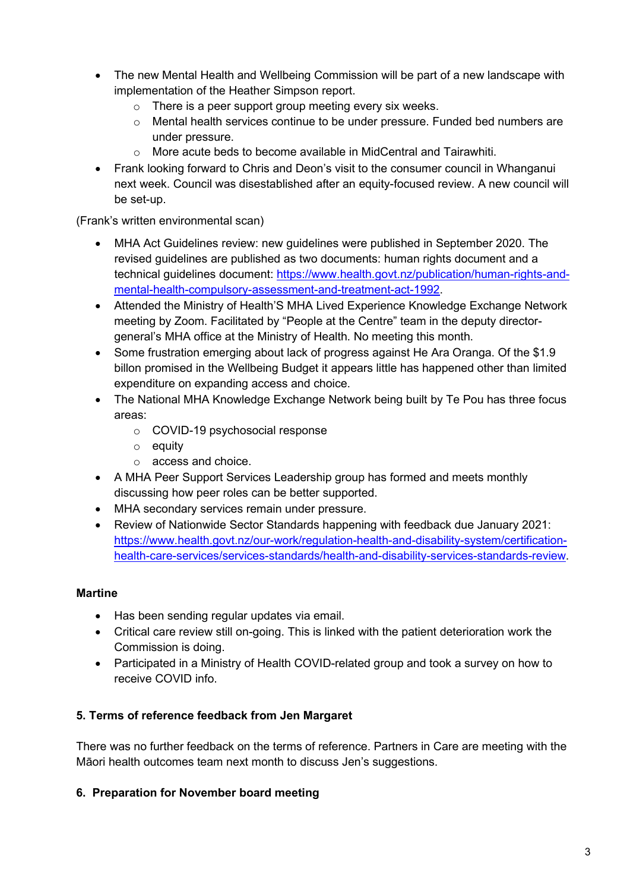- The new Mental Health and Wellbeing Commission will be part of a new landscape with implementation of the Heather Simpson report.
    - There is a peer support group meeting every six weeks.
    - Mental health services continue to be under pressure. Funded bed numbers are under pressure.
    - More acute beds to become available in MidCentral and Tairawhiti.
- Frank looking forward to Chris and Deon's visit to the consumer council in Whanganui next week. Council was disestablished after an equity-focused review. A new council will be set-up.

(Frank's written environmental scan)

- MHA Act Guidelines review: new guidelines were published in September 2020. The revised guidelines are published as two documents: human rights document and a technical guidelines document: [https://www.health.govt.nz/publication/human-rights-and-mental-health-compulsory-assessment-and-treatment-act-1992](https://www.health.govt.nz/publication/human-rights-and-mental-health-compulsory-assessment-and-treatment-act-1992).
- Attended the Ministry of Health'S MHA Lived Experience Knowledge Exchange Network meeting by Zoom. Facilitated by "People at the Centre" team in the deputy director-general's MHA office at the Ministry of Health. No meeting this month.
- Some frustration emerging about lack of progress against He Ara Oranga. Of the $1.9 billon promised in the Wellbeing Budget it appears little has happened other than limited expenditure on expanding access and choice.
- The National MHA Knowledge Exchange Network being built by Te Pou has three focus areas:
    - COVID-19 psychosocial response
    - equity
    - access and choice.
- A MHA Peer Support Services Leadership group has formed and meets monthly discussing how peer roles can be better supported.
- MHA secondary services remain under pressure.
- Review of Nationwide Sector Standards happening with feedback due January 2021: [https://www.health.govt.nz/our-work/regulation-health-and-disability-system/certification-health-care-services/services-standards/health-and-disability-services-standards-review](https://www.health.govt.nz/our-work/regulation-health-and-disability-system/certification-health-care-services/services-standards/health-and-disability-services-standards-review).

**Martine**

- Has been sending regular updates via email.
- Critical care review still on-going. This is linked with the patient deterioration work the Commission is doing.
- Participated in a Ministry of Health COVID-related group and took a survey on how to receive COVID info.

### 5. Terms of reference feedback from Jen Margaret

There was no further feedback on the terms of reference. Partners in Care are meeting with the Māori health outcomes team next month to discuss Jen's suggestions.

### 6. Preparation for November board meeting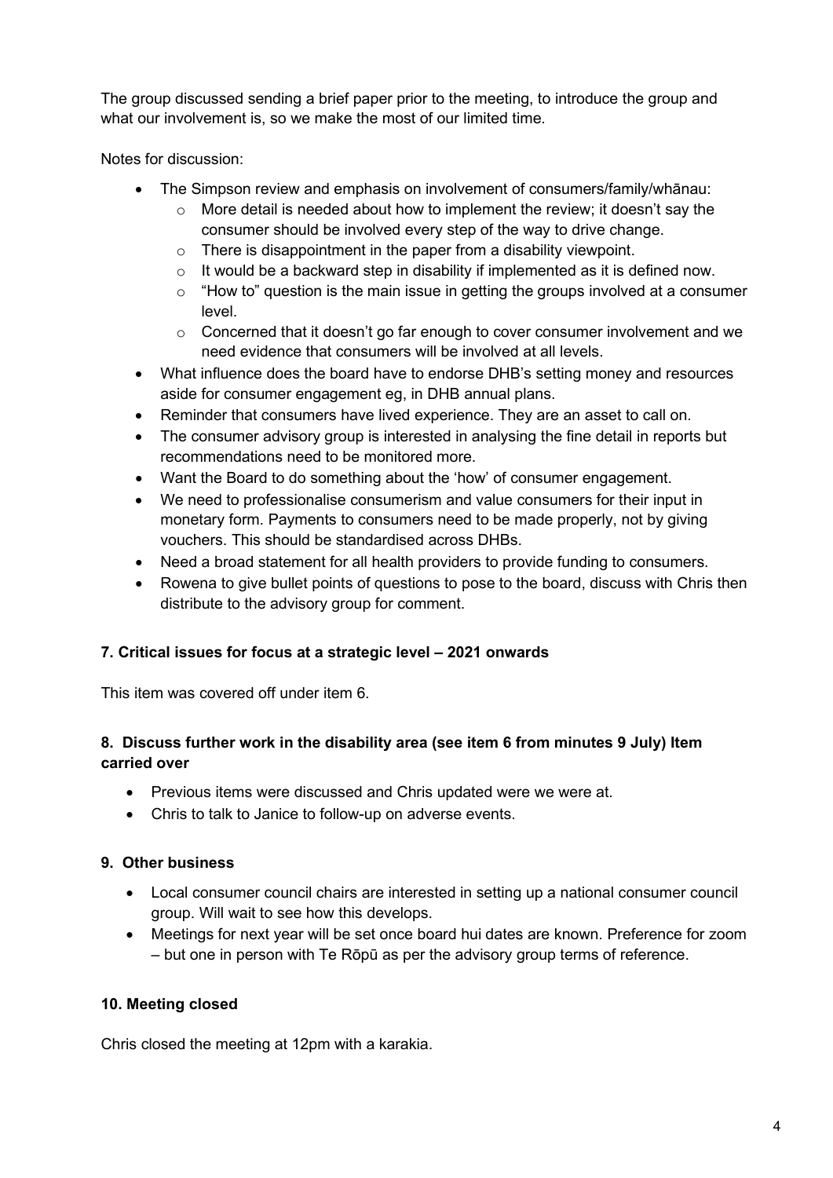The group discussed sending a brief paper prior to the meeting, to introduce the group and what our involvement is, so we make the most of our limited time.

Notes for discussion:

- The Simpson review and emphasis on involvement of consumers/family/whānau:
  - More detail is needed about how to implement the review; it doesn't say the consumer should be involved every step of the way to drive change.
  - There is disappointment in the paper from a disability viewpoint.
  - It would be a backward step in disability if implemented as it is defined now.
  - "How to" question is the main issue in getting the groups involved at a consumer level.
  - Concerned that it doesn't go far enough to cover consumer involvement and we need evidence that consumers will be involved at all levels.
- What influence does the board have to endorse DHB's setting money and resources aside for consumer engagement eg, in DHB annual plans.
- Reminder that consumers have lived experience. They are an asset to call on.
- The consumer advisory group is interested in analysing the fine detail in reports but recommendations need to be monitored more.
- Want the Board to do something about the 'how' of consumer engagement.
- We need to professionalise consumerism and value consumers for their input in monetary form. Payments to consumers need to be made properly, not by giving vouchers. This should be standardised across DHBs.
- Need a broad statement for all health providers to provide funding to consumers.
- Rowena to give bullet points of questions to pose to the board, discuss with Chris then distribute to the advisory group for comment.

**7. Critical issues for focus at a strategic level – 2021 onwards**

This item was covered off under item 6.

**8. Discuss further work in the disability area (see item 6 from minutes 9 July) Item carried over**

- Previous items were discussed and Chris updated were we were at.
- Chris to talk to Janice to follow-up on adverse events.

**9. Other business**

- Local consumer council chairs are interested in setting up a national consumer council group. Will wait to see how this develops.
- Meetings for next year will be set once board hui dates are known. Preference for zoom – but one in person with Te Rōpū as per the advisory group terms of reference.

**10. Meeting closed**

Chris closed the meeting at 12pm with a karakia.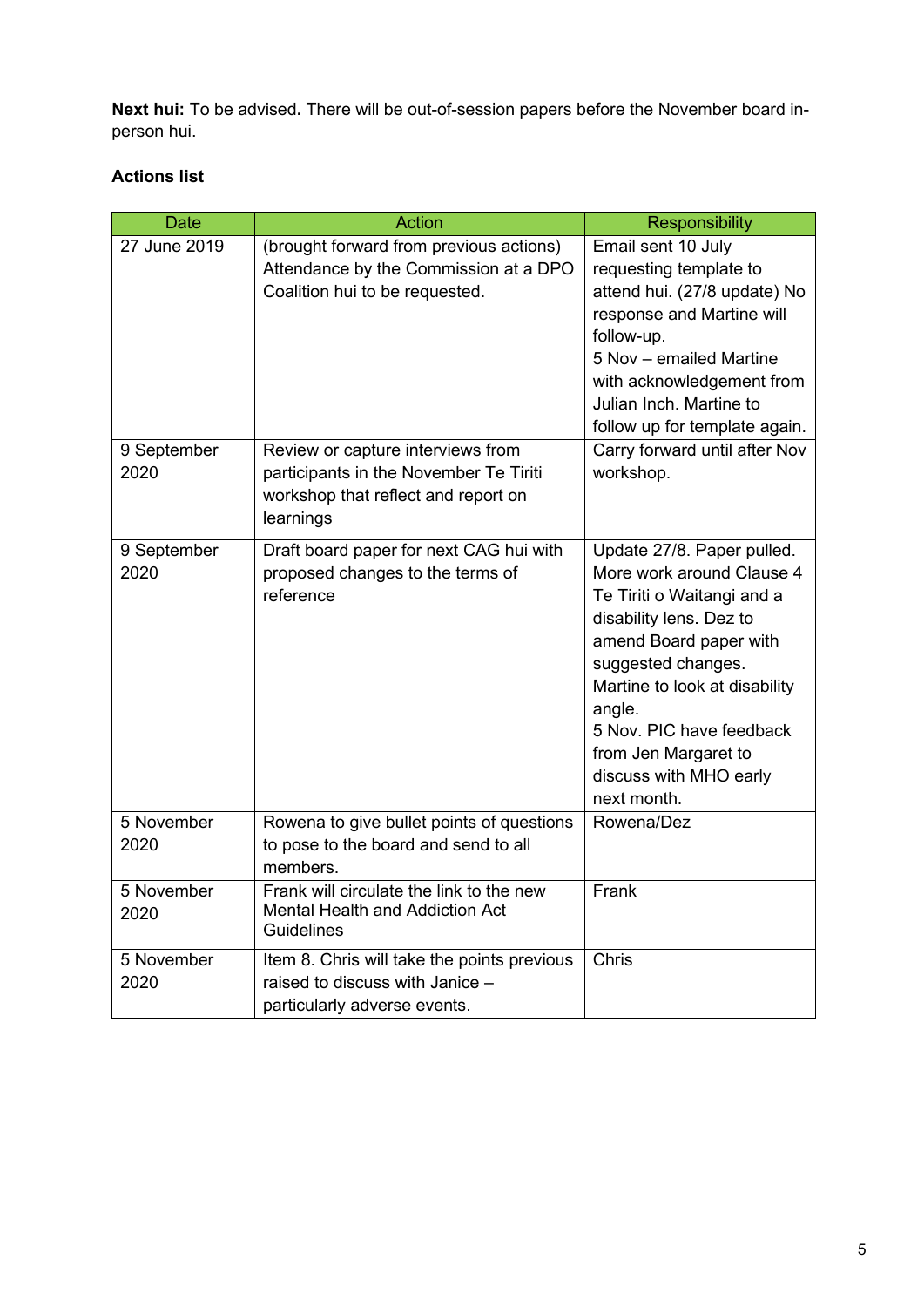**Next hui:** To be advised**.** There will be out-of-session papers before the November board in-person hui.

**Actions list**

| Date | Action | Responsibility |
|---|---|---|
| 27 June 2019 | (brought forward from previous actions) Attendance by the Commission at a DPO Coalition hui to be requested. | Email sent 10 July requesting template to attend hui. (27/8 update) No response and Martine will follow-up.<br>5 Nov – emailed Martine with acknowledgement from Julian Inch. Martine to follow up for template again. |
| 9 September 2020 | Review or capture interviews from participants in the November Te Tiriti workshop that reflect and report on learnings | Carry forward until after Nov workshop. |
| 9 September 2020 | Draft board paper for next CAG hui with proposed changes to the terms of reference | Update 27/8. Paper pulled. More work around Clause 4 Te Tiriti o Waitangi and a disability lens. Dez to amend Board paper with suggested changes. Martine to look at disability angle.<br>5 Nov. PIC have feedback from Jen Margaret to discuss with MHO early next month. |
| 5 November 2020 | Rowena to give bullet points of questions to pose to the board and send to all members. | Rowena/Dez |
| 5 November 2020 | Frank will circulate the link to the new Mental Health and Addiction Act Guidelines | Frank |
| 5 November 2020 | Item 8. Chris will take the points previous raised to discuss with Janice – particularly adverse events. | Chris |